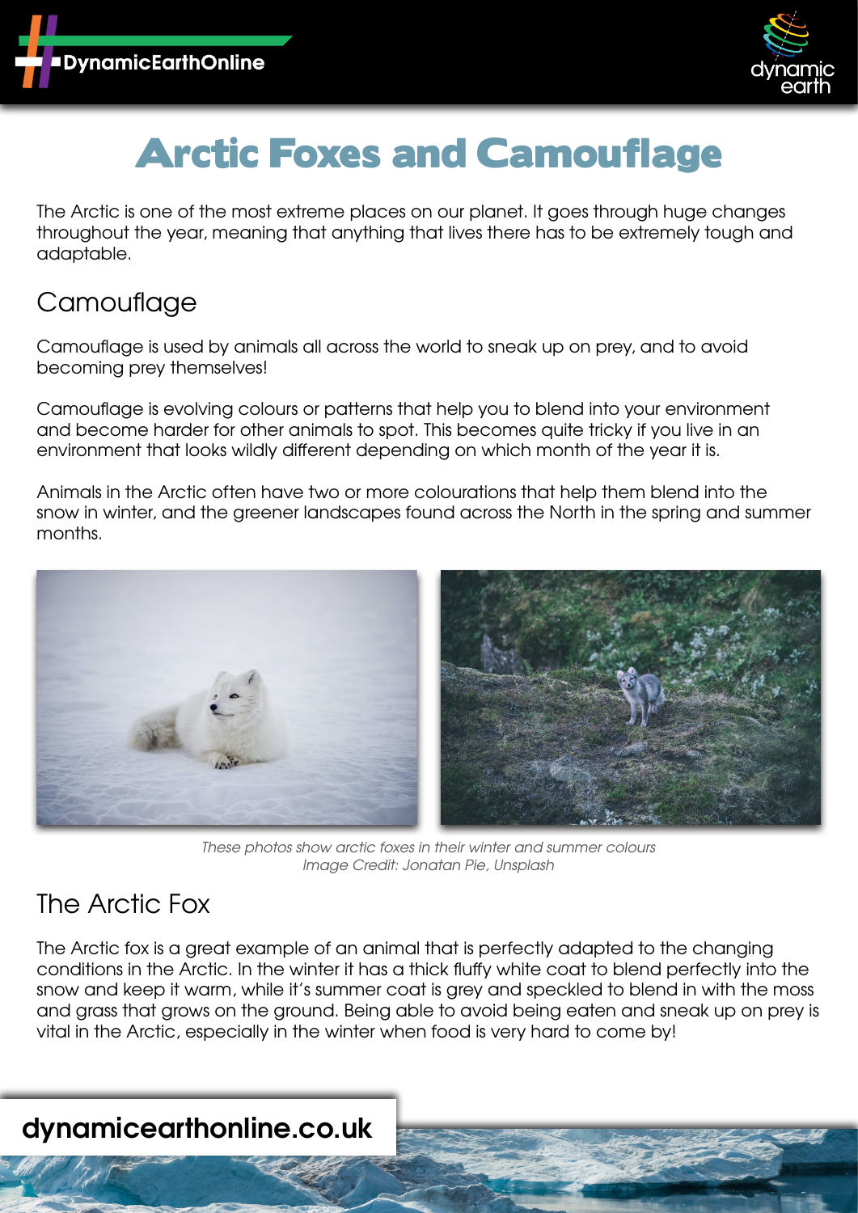# Arctic Foxes and Camouflage

The Arctic is one of the most extreme places on our planet. It goes through huge changes throughout the year, meaning that anything that lives there has to be extremely tough and adaptable.

## Camouflage

Camouflage is used by animals all across the world to sneak up on prey, and to avoid becoming prey themselves!

Camouflage is evolving colours or patterns that help you to blend into your environment and become harder for other animals to spot. This becomes quite tricky if you live in an environment that looks wildly different depending on which month of the year it is.

Animals in the Arctic often have two or more colourations that help them blend into the snow in winter, and the greener landscapes found across the North in the spring and summer months.

*These photos show arctic foxes in their winter and summer colours*
*Image Credit: Jonatan Pie, Unsplash*

## The Arctic Fox

The Arctic fox is a great example of an animal that is perfectly adapted to the changing conditions in the Arctic. In the winter it has a thick fluffy white coat to blend perfectly into the snow and keep it warm, while it's summer coat is grey and speckled to blend in with the moss and grass that grows on the ground. Being able to avoid being eaten and sneak up on prey is vital in the Arctic, especially in the winter when food is very hard to come by!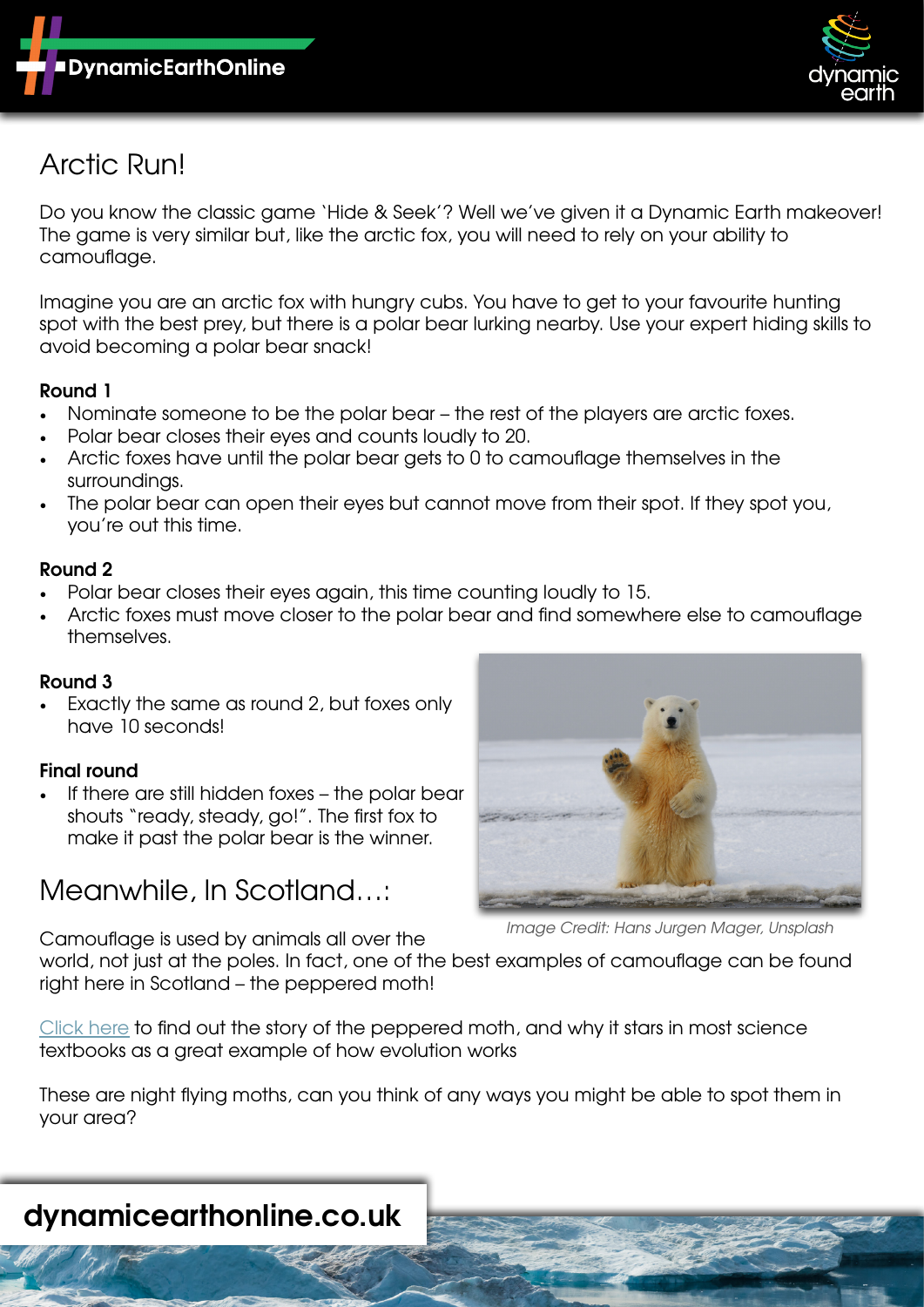# Arctic Run!

Do you know the classic game 'Hide & Seek'? Well we've given it a Dynamic Earth makeover! The game is very similar but, like the arctic fox, you will need to rely on your ability to camouflage.

Imagine you are an arctic fox with hungry cubs. You have to get to your favourite hunting spot with the best prey, but there is a polar bear lurking nearby. Use your expert hiding skills to avoid becoming a polar bear snack!

**Round 1**

- Nominate someone to be the polar bear – the rest of the players are arctic foxes.
- Polar bear closes their eyes and counts loudly to 20.
- Arctic foxes have until the polar bear gets to 0 to camouflage themselves in the surroundings.
- The polar bear can open their eyes but cannot move from their spot. If they spot you, you're out this time.

**Round 2**

- Polar bear closes their eyes again, this time counting loudly to 15.
- Arctic foxes must move closer to the polar bear and find somewhere else to camouflage themselves.

**Round 3**

- Exactly the same as round 2, but foxes only have 10 seconds!

**Final round**

- If there are still hidden foxes – the polar bear shouts "ready, steady, go!". The first fox to make it past the polar bear is the winner.

*Image Credit: Hans Jurgen Mager, Unsplash*

# Meanwhile, In Scotland…:

Camouflage is used by animals all over the world, not just at the poles. In fact, one of the best examples of camouflage can be found right here in Scotland – the peppered moth!

Click here to find out the story of the peppered moth, and why it stars in most science textbooks as a great example of how evolution works

These are night flying moths, can you think of any ways you might be able to spot them in your area?